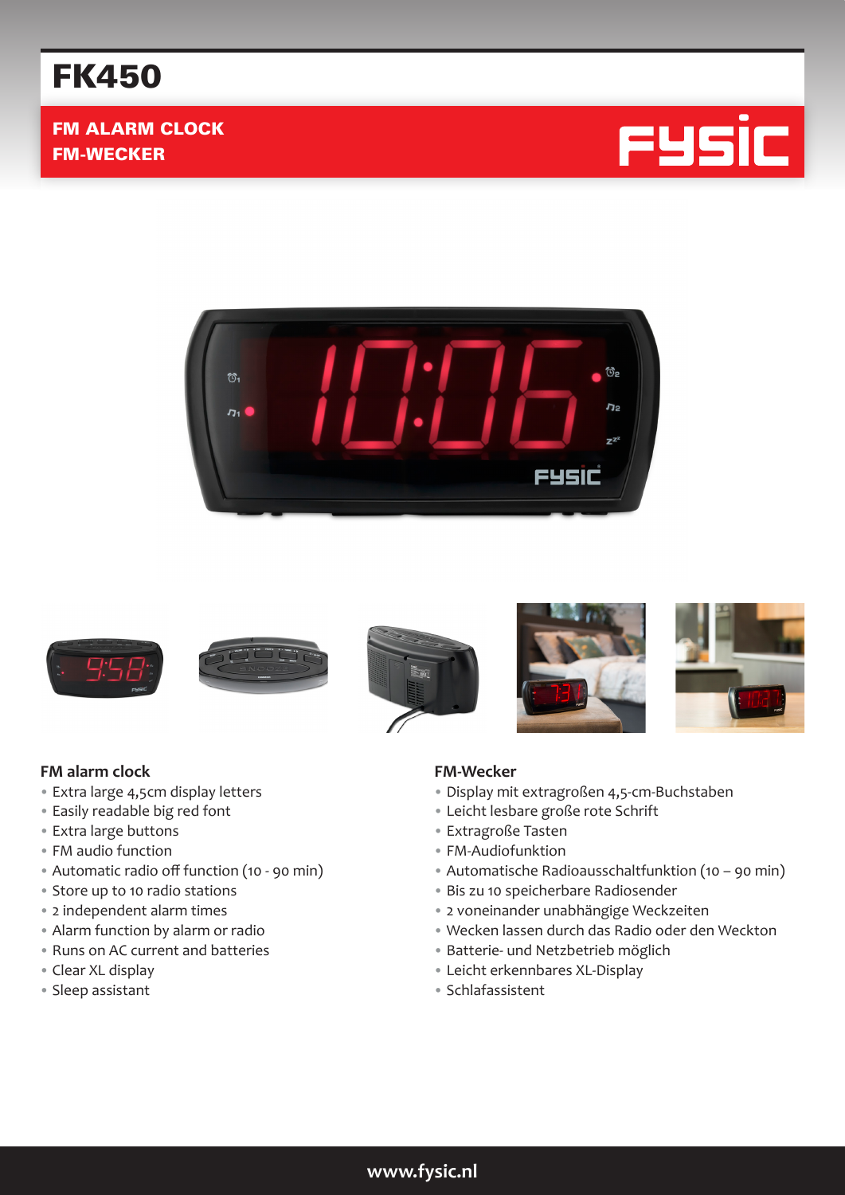# FK450

**FM ALARM CLOCK**
**FM-WECKER**

FYSIC

### FM alarm clock

- Extra large 4,5cm display letters
- Easily readable big red font
- Extra large buttons
- FM audio function
- Automatic radio off function (10 - 90 min)
- Store up to 10 radio stations
- 2 independent alarm times
- Alarm function by alarm or radio
- Runs on AC current and batteries
- Clear XL display
- Sleep assistant

### FM-Wecker

- Display mit extragroßen 4,5-cm-Buchstaben
- Leicht lesbare große rote Schrift
- Extragroße Tasten
- FM-Audiofunktion
- Automatische Radioausschaltfunktion (10 – 90 min)
- Bis zu 10 speicherbare Radiosender
- 2 voneinander unabhängige Weckzeiten
- Wecken lassen durch das Radio oder den Weckton
- Batterie- und Netzbetrieb möglich
- Leicht erkennbares XL-Display
- Schlafassistent

www.fysic.nl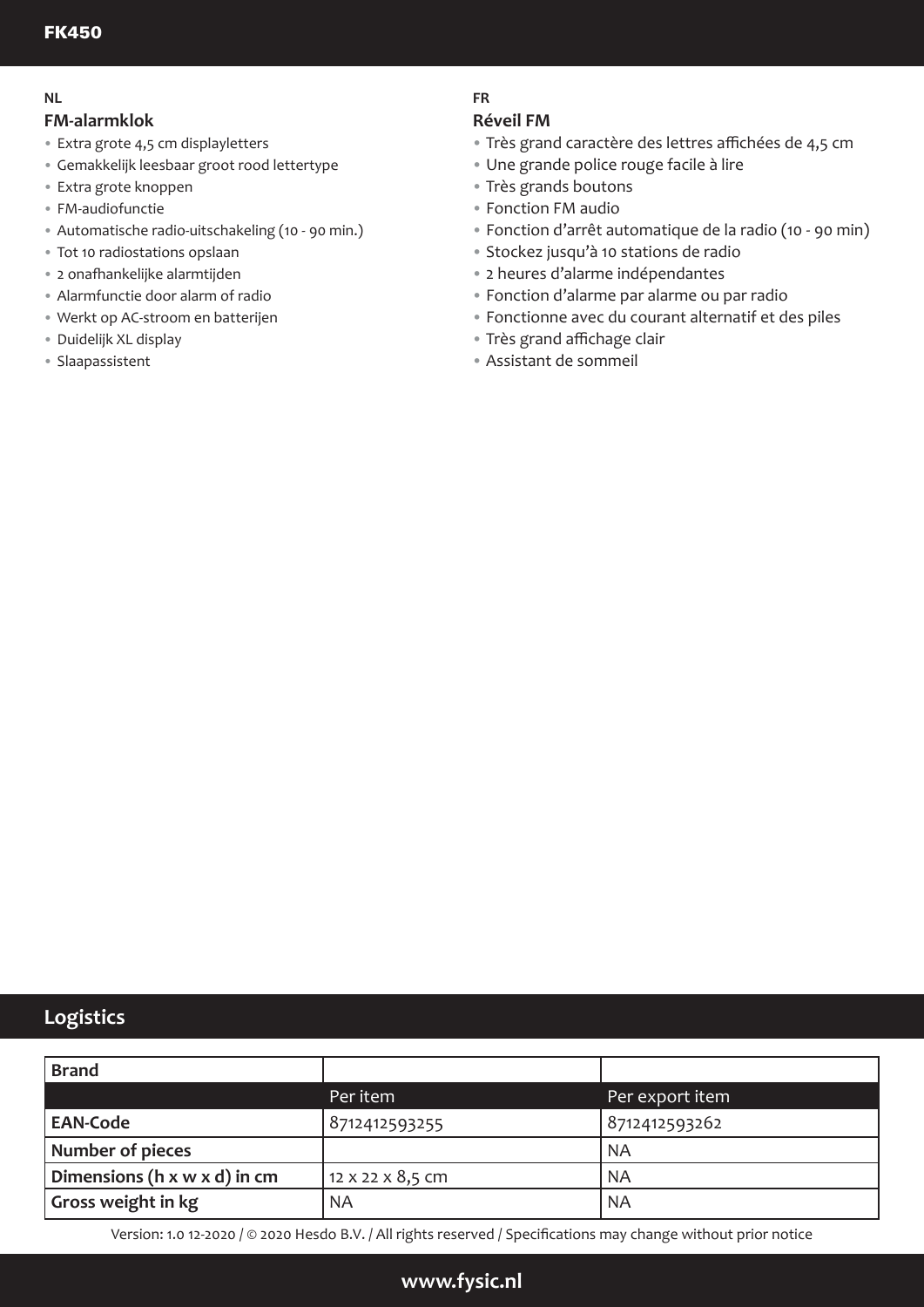NL

## FM-alarmklok

- Extra grote 4,5 cm displayletters
- Gemakkelijk leesbaar groot rood lettertype
- Extra grote knoppen
- FM-audiofunctie
- Automatische radio-uitschakeling (10 - 90 min.)
- Tot 10 radiostations opslaan
- 2 onafhankelijke alarmtijden
- Alarmfunctie door alarm of radio
- Werkt op AC-stroom en batterijen
- Duidelijk XL display
- Slaapassistent

FR

## Réveil FM

- Très grand caractère des lettres affichées de 4,5 cm
- Une grande police rouge facile à lire
- Très grands boutons
- Fonction FM audio
- Fonction d'arrêt automatique de la radio (10 - 90 min)
- Stockez jusqu'à 10 stations de radio
- 2 heures d'alarme indépendantes
- Fonction d'alarme par alarme ou par radio
- Fonctionne avec du courant alternatif et des piles
- Très grand affichage clair
- Assistant de sommeil

## Logistics

| Brand | | |
|---|---|---|
| | Per item | Per export item |
| EAN-Code | 8712412593255 | 8712412593262 |
| Number of pieces | | NA |
| Dimensions (h x w x d) in cm | 12 x 22 x 8,5 cm | NA |
| Gross weight in kg | NA | NA |

Version: 1.0 12-2020 / © 2020 Hesdo B.V. / All rights reserved / Specifications may change without prior notice

www.fysic.nl